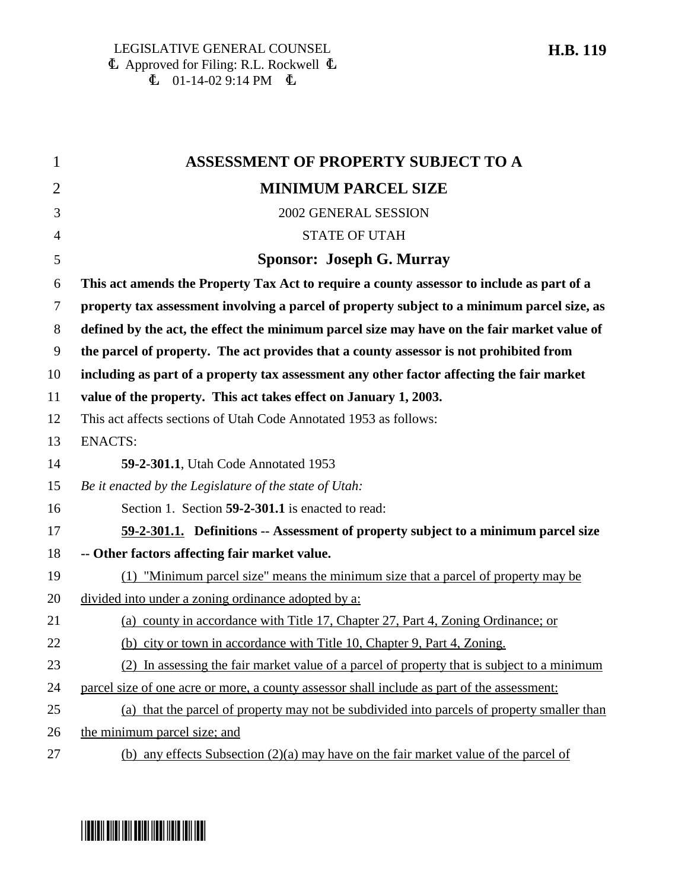LEGISLATIVE GENERAL COUNSEL
Approved for Filing: R.L. Rockwell
01-14-02 9:14 PM

**H.B. 119**

# ASSESSMENT OF PROPERTY SUBJECT TO A MINIMUM PARCEL SIZE

2002 GENERAL SESSION

STATE OF UTAH

## Sponsor: Joseph G. Murray

**This act amends the Property Tax Act to require a county assessor to include as part of a property tax assessment involving a parcel of property subject to a minimum parcel size, as defined by the act, the effect the minimum parcel size may have on the fair market value of the parcel of property. The act provides that a county assessor is not prohibited from including as part of a property tax assessment any other factor affecting the fair market value of the property. This act takes effect on January 1, 2003.**

This act affects sections of Utah Code Annotated 1953 as follows:

ENACTS:

**59-2-301.1**, Utah Code Annotated 1953

*Be it enacted by the Legislature of the state of Utah:*

Section 1. Section **59-2-301.1** is enacted to read:

**59-2-301.1. Definitions -- Assessment of property subject to a minimum parcel size -- Other factors affecting fair market value.**

(1) "Minimum parcel size" means the minimum size that a parcel of property may be divided into under a zoning ordinance adopted by a:

(a) county in accordance with Title 17, Chapter 27, Part 4, Zoning Ordinance; or

(b) city or town in accordance with Title 10, Chapter 9, Part 4, Zoning.

(2) In assessing the fair market value of a parcel of property that is subject to a minimum parcel size of one acre or more, a county assessor shall include as part of the assessment:

(a) that the parcel of property may not be subdivided into parcels of property smaller than the minimum parcel size; and

(b) any effects Subsection (2)(a) may have on the fair market value of the parcel of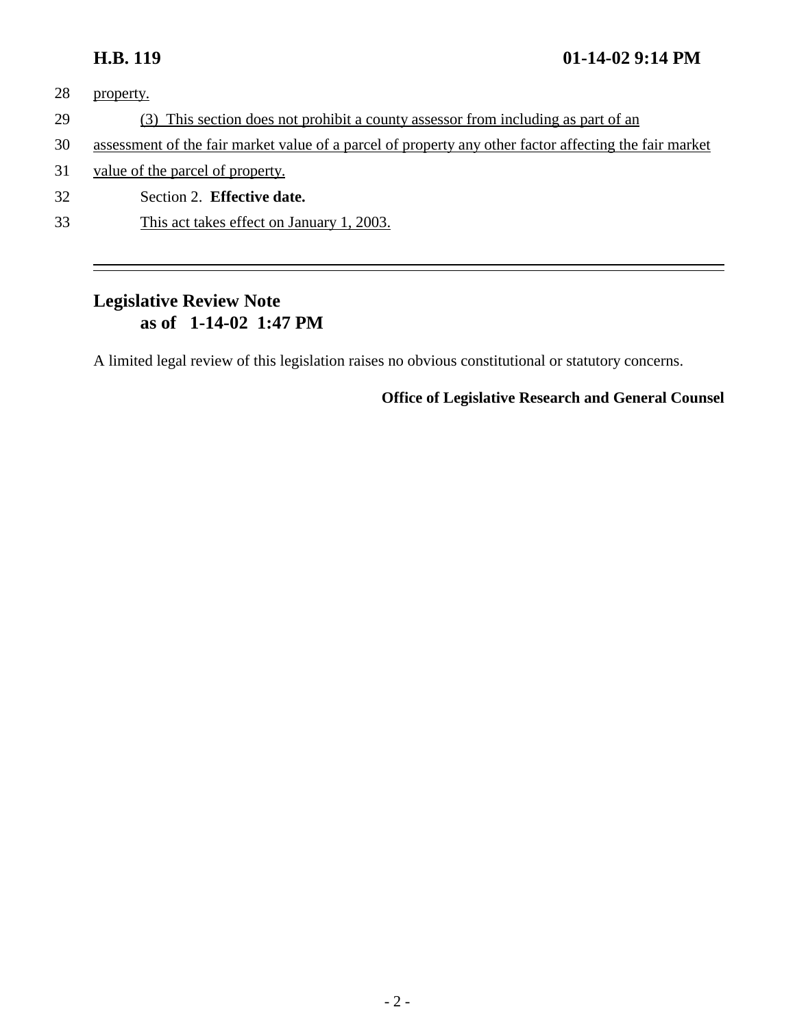28 property.

29 (3) This section does not prohibit a county assessor from including as part of an

30 assessment of the fair market value of a parcel of property any other factor affecting the fair market

31 value of the parcel of property.

32 Section 2. **Effective date.**

33 This act takes effect on January 1, 2003.

---

## Legislative Review Note
### as of 1-14-02 1:47 PM

A limited legal review of this legislation raises no obvious constitutional or statutory concerns.

**Office of Legislative Research and General Counsel**